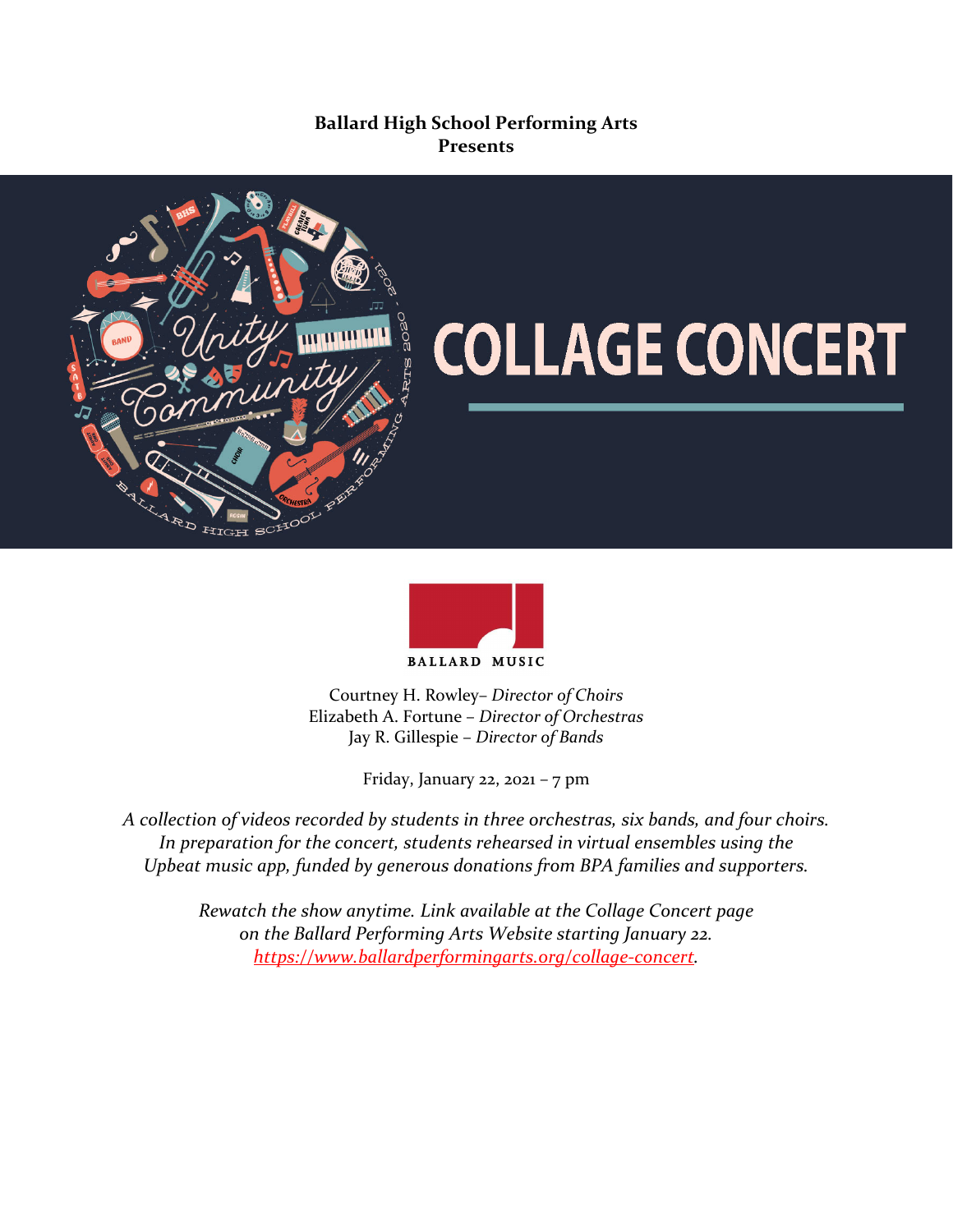**Ballard High School Performing Arts**
**Presents**

# COLLAGE CONCERT

BALLARD MUSIC

Courtney H. Rowley– *Director of Choirs*
Elizabeth A. Fortune – *Director of Orchestras*
Jay R. Gillespie – *Director of Bands*

Friday, January 22, 2021 – 7 pm

*A collection of videos recorded by students in three orchestras, six bands, and four choirs. In preparation for the concert, students rehearsed in virtual ensembles using the Upbeat music app, funded by generous donations from BPA families and supporters.*

*Rewatch the show anytime. Link available at the Collage Concert page on the Ballard Performing Arts Website starting January 22. [https://www.ballardperformingarts.org/collage-concert](https://www.ballardperformingarts.org/collage-concert).*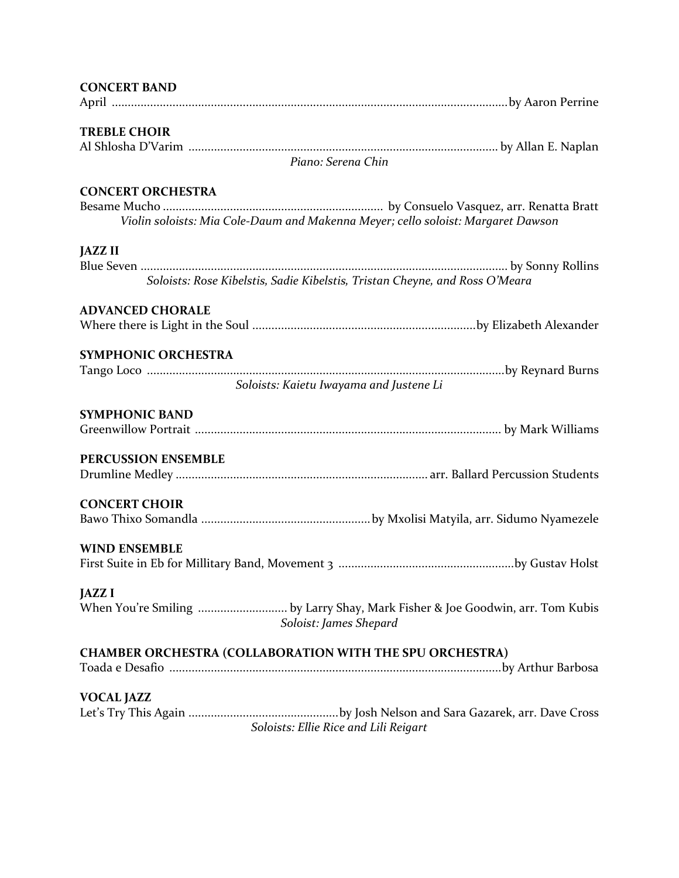**CONCERT BAND**

April ............................................................................................................................by Aaron Perrine

**TREBLE CHOIR**

Al Shlosha D'Varim ................................................................................................ by Allan E. Naplan

*Piano: Serena Chin*

**CONCERT ORCHESTRA**

Besame Mucho ..................................................................... by Consuelo Vasquez, arr. Renatta Bratt

*Violin soloists: Mia Cole-Daum and Makenna Meyer; cello soloist: Margaret Dawson*

**JAZZ II**

Blue Seven .................................................................................................................. by Sonny Rollins

*Soloists: Rose Kibelstis, Sadie Kibelstis, Tristan Cheyne, and Ross O'Meara*

**ADVANCED CHORALE**

Where there is Light in the Soul ......................................................................by Elizabeth Alexander

**SYMPHONIC ORCHESTRA**

Tango Loco ...............................................................................................................by Reynard Burns

*Soloists: Kaietu Iwayama and Justene Li*

**SYMPHONIC BAND**

Greenwillow Portrait ............................................................................................... by Mark Williams

**PERCUSSION ENSEMBLE**

Drumline Medley ............................................................................... arr. Ballard Percussion Students

**CONCERT CHOIR**

Bawo Thixo Somandla .....................................................by Mxolisi Matyila, arr. Sidumo Nyamezele

**WIND ENSEMBLE**

First Suite in Eb for Millitary Band, Movement 3 .......................................................by Gustav Holst

**JAZZ I**

When You're Smiling ............................ by Larry Shay, Mark Fisher & Joe Goodwin, arr. Tom Kubis

*Soloist: James Shepard*

**CHAMBER ORCHESTRA (COLLABORATION WITH THE SPU ORCHESTRA)**

Toada e Desafio ........................................................................................................by Arthur Barbosa

**VOCAL JAZZ**

Let's Try This Again ...............................................by Josh Nelson and Sara Gazarek, arr. Dave Cross

*Soloists: Ellie Rice and Lili Reigart*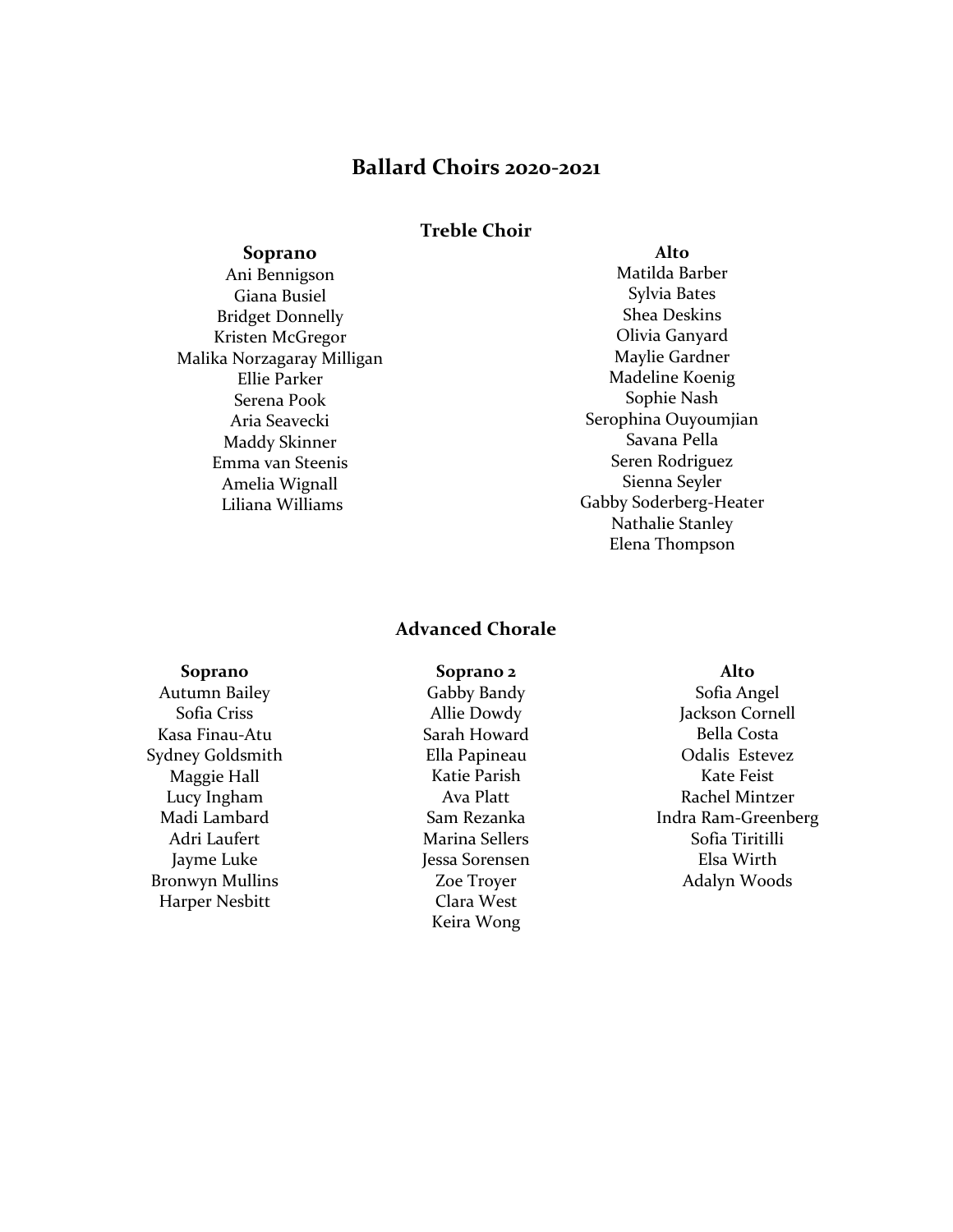# Ballard Choirs 2020-2021

## Treble Choir

### Soprano

Ani Bennigson
Giana Busiel
Bridget Donnelly
Kristen McGregor
Malika Norzagaray Milligan
Ellie Parker
Serena Pook
Aria Seavecki
Maddy Skinner
Emma van Steenis
Amelia Wignall
Liliana Williams

### Alto

Matilda Barber
Sylvia Bates
Shea Deskins
Olivia Ganyard
Maylie Gardner
Madeline Koenig
Sophie Nash
Serophina Ouyoumjian
Savana Pella
Seren Rodriguez
Sienna Seyler
Gabby Soderberg-Heater
Nathalie Stanley
Elena Thompson

## Advanced Chorale

### Soprano

Autumn Bailey
Sofia Criss
Kasa Finau-Atu
Sydney Goldsmith
Maggie Hall
Lucy Ingham
Madi Lambard
Adri Laufert
Jayme Luke
Bronwyn Mullins
Harper Nesbitt

### Soprano 2

Gabby Bandy
Allie Dowdy
Sarah Howard
Ella Papineau
Katie Parish
Ava Platt
Sam Rezanka
Marina Sellers
Jessa Sorensen
Zoe Troyer
Clara West
Keira Wong

### Alto

Sofia Angel
Jackson Cornell
Bella Costa
Odalis Estevez
Kate Feist
Rachel Mintzer
Indra Ram-Greenberg
Sofia Tiritilli
Elsa Wirth
Adalyn Woods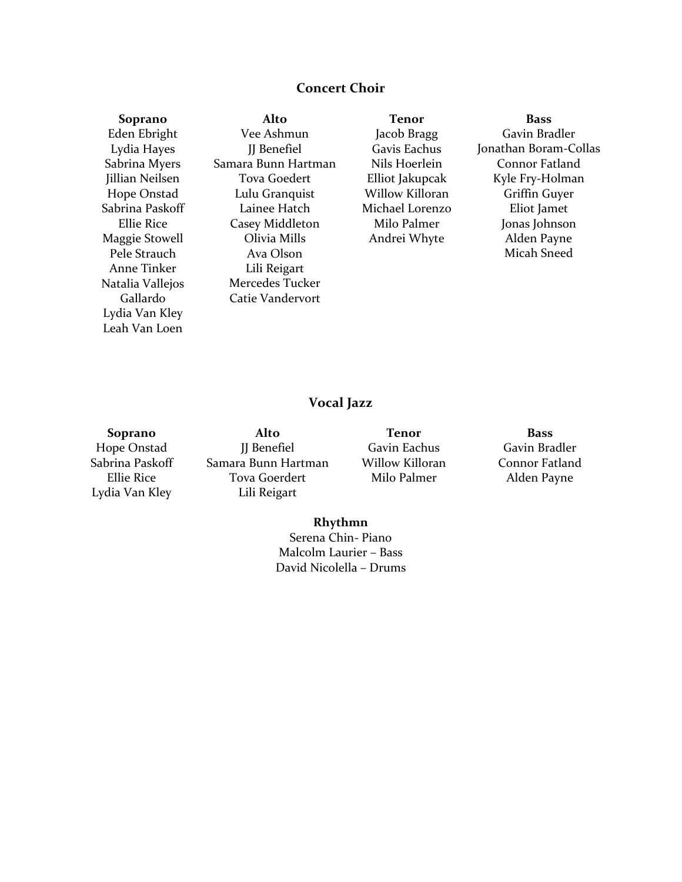## Concert Choir

| Soprano | Alto | Tenor | Bass |
|---|---|---|---|
| Eden Ebright | Vee Ashmun | Jacob Bragg | Gavin Bradler |
| Lydia Hayes | JJ Benefiel | Gavis Eachus | Jonathan Boram-Collas |
| Sabrina Myers | Samara Bunn Hartman | Nils Hoerlein | Connor Fatland |
| Jillian Neilsen | Tova Goedert | Elliot Jakupcak | Kyle Fry-Holman |
| Hope Onstad | Lulu Granquist | Willow Killoran | Griffin Guyer |
| Sabrina Paskoff | Lainee Hatch | Michael Lorenzo | Eliot Jamet |
| Ellie Rice | Casey Middleton | Milo Palmer | Jonas Johnson |
| Maggie Stowell | Olivia Mills | Andrei Whyte | Alden Payne |
| Pele Strauch | Ava Olson | | Micah Sneed |
| Anne Tinker | Lili Reigart | | |
| Natalia Vallejos Gallardo | Mercedes Tucker | | |
| Lydia Van Kley | Catie Vandervort | | |
| Leah Van Loen | | | |

## Vocal Jazz

| Soprano | Alto | Tenor | Bass |
|---|---|---|---|
| Hope Onstad | JJ Benefiel | Gavin Eachus | Gavin Bradler |
| Sabrina Paskoff | Samara Bunn Hartman | Willow Killoran | Connor Fatland |
| Ellie Rice | Tova Goerdert | Milo Palmer | Alden Payne |
| Lydia Van Kley | Lili Reigart | | |

**Rhythmn**

Serena Chin- Piano
Malcolm Laurier – Bass
David Nicolella – Drums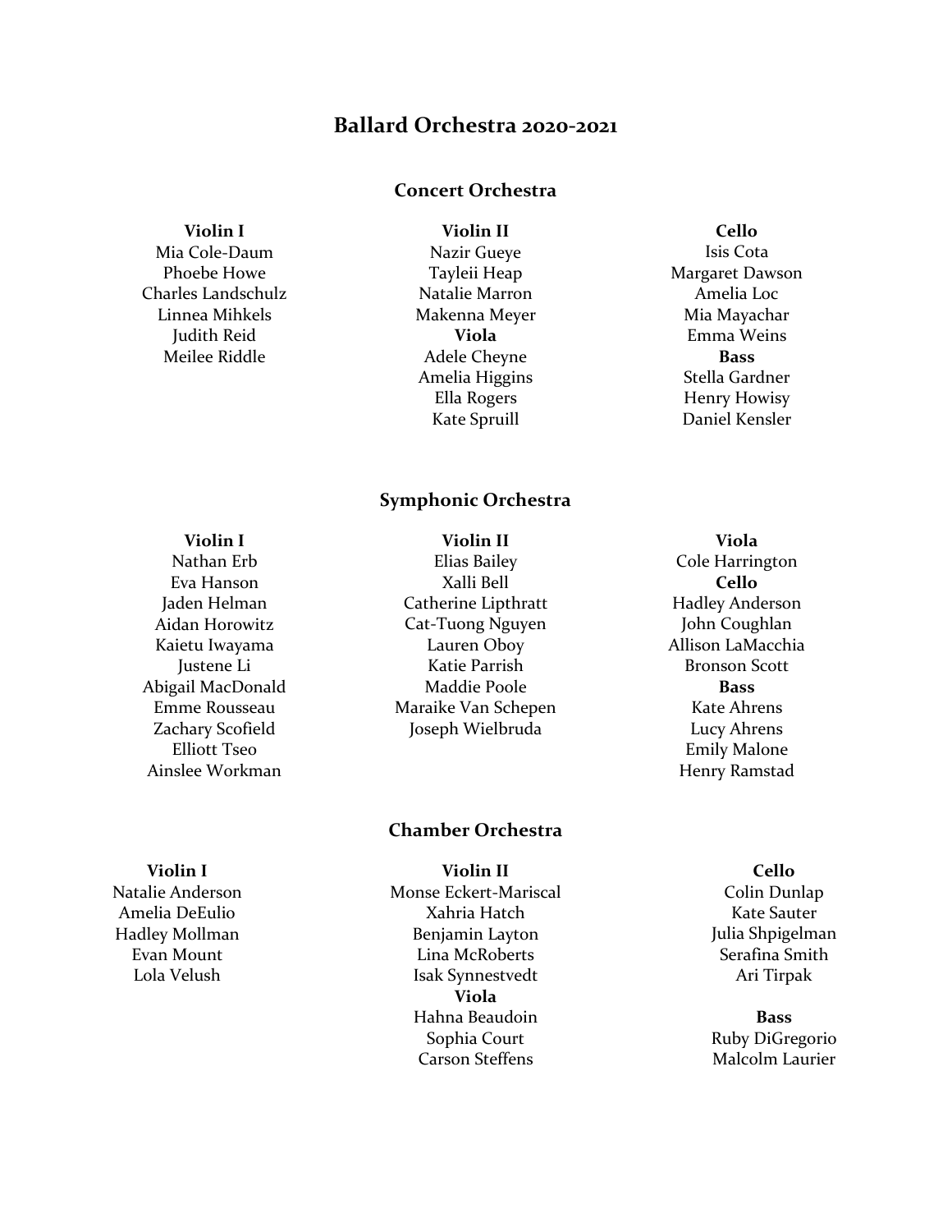# Ballard Orchestra 2020-2021

## Concert Orchestra

**Violin I**
Mia Cole-Daum
Phoebe Howe
Charles Landschulz
Linnea Mihkels
Judith Reid
Meilee Riddle

**Violin II**
Nazir Gueye
Tayleii Heap
Natalie Marron
Makenna Meyer

**Viola**
Adele Cheyne
Amelia Higgins
Ella Rogers
Kate Spruill

**Cello**
Isis Cota
Margaret Dawson
Amelia Loc
Mia Mayachar
Emma Weins

**Bass**
Stella Gardner
Henry Howisy
Daniel Kensler

## Symphonic Orchestra

**Violin I**
Nathan Erb
Eva Hanson
Jaden Helman
Aidan Horowitz
Kaietu Iwayama
Justene Li
Abigail MacDonald
Emme Rousseau
Zachary Scofield
Elliott Tseo
Ainslee Workman

**Violin II**
Elias Bailey
Xalli Bell
Catherine Lipthratt
Cat-Tuong Nguyen
Lauren Oboy
Katie Parrish
Maddie Poole
Maraike Van Schepen
Joseph Wielbruda

**Viola**
Cole Harrington

**Cello**
Hadley Anderson
John Coughlan
Allison LaMacchia
Bronson Scott

**Bass**
Kate Ahrens
Lucy Ahrens
Emily Malone
Henry Ramstad

## Chamber Orchestra

**Violin I**
Natalie Anderson
Amelia DeEulio
Hadley Mollman
Evan Mount
Lola Velush

**Violin II**
Monse Eckert-Mariscal
Xahria Hatch
Benjamin Layton
Lina McRoberts
Isak Synnestvedt

**Viola**
Hahna Beaudoin
Sophia Court
Carson Steffens

**Cello**
Colin Dunlap
Kate Sauter
Julia Shpigelman
Serafina Smith
Ari Tirpak

**Bass**
Ruby DiGregorio
Malcolm Laurier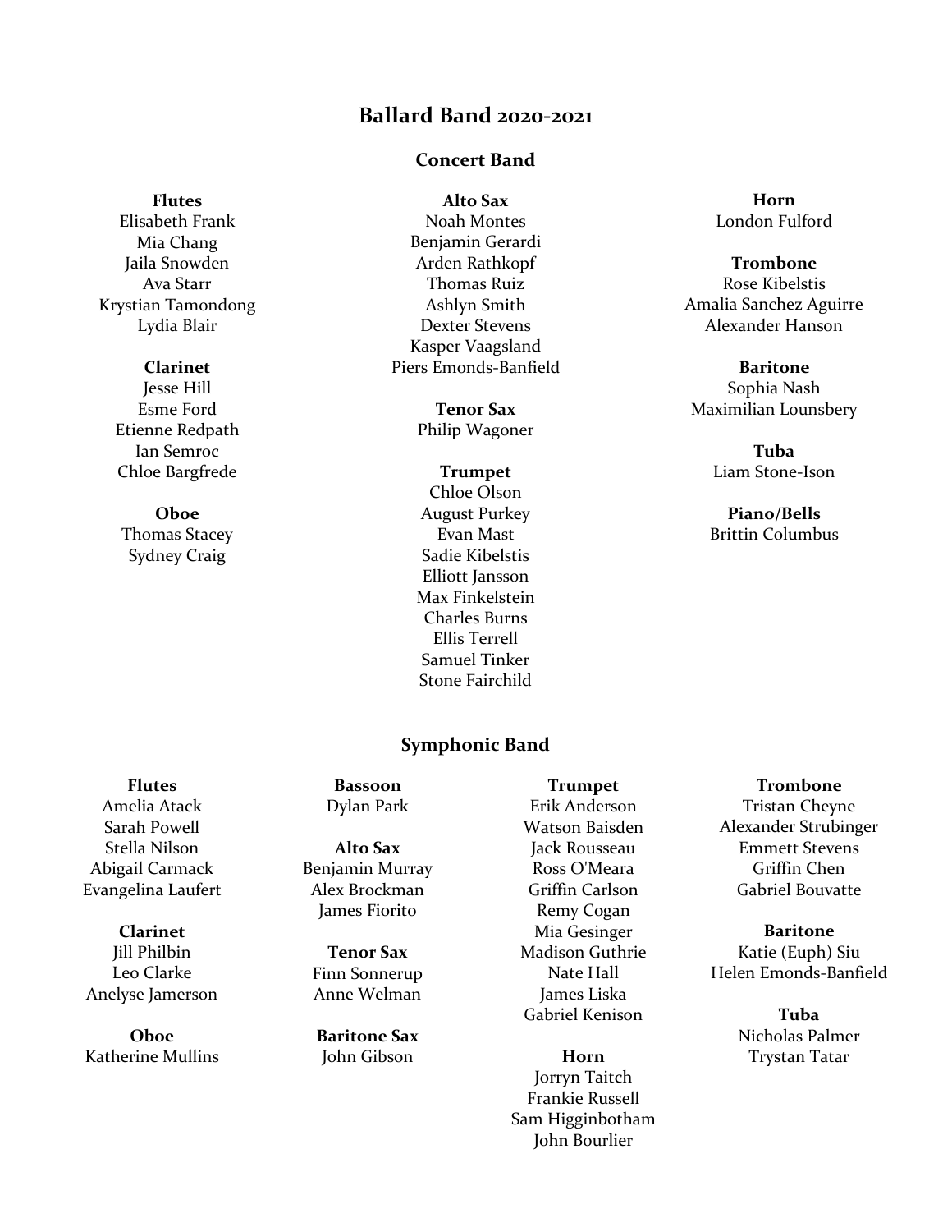# Ballard Band 2020-2021

## Concert Band

**Flutes**
Elisabeth Frank
Mia Chang
Jaila Snowden
Ava Starr
Krystian Tamondong
Lydia Blair

**Clarinet**
Jesse Hill
Esme Ford
Etienne Redpath
Ian Semroc
Chloe Bargfrede

**Oboe**
Thomas Stacey
Sydney Craig

**Alto Sax**
Noah Montes
Benjamin Gerardi
Arden Rathkopf
Thomas Ruiz
Ashlyn Smith
Dexter Stevens
Kasper Vaagsland
Piers Emonds-Banfield

**Tenor Sax**
Philip Wagoner

**Trumpet**
Chloe Olson
August Purkey
Evan Mast
Sadie Kibelstis
Elliott Jansson
Max Finkelstein
Charles Burns
Ellis Terrell
Samuel Tinker
Stone Fairchild

**Horn**
London Fulford

**Trombone**
Rose Kibelstis
Amalia Sanchez Aguirre
Alexander Hanson

**Baritone**
Sophia Nash
Maximilian Lounsbery

**Tuba**
Liam Stone-Ison

**Piano/Bells**
Brittin Columbus

## Symphonic Band

**Flutes**
Amelia Atack
Sarah Powell
Stella Nilson
Abigail Carmack
Evangelina Laufert

**Clarinet**
Jill Philbin
Leo Clarke
Anelyse Jamerson

**Oboe**
Katherine Mullins

**Bassoon**
Dylan Park

**Alto Sax**
Benjamin Murray
Alex Brockman
James Fiorito

**Tenor Sax**
Finn Sonnerup
Anne Welman

**Baritone Sax**
John Gibson

**Trumpet**
Erik Anderson
Watson Baisden
Jack Rousseau
Ross O'Meara
Griffin Carlson
Remy Cogan
Mia Gesinger
Madison Guthrie
Nate Hall
James Liska
Gabriel Kenison

**Horn**
Jorryn Taitch
Frankie Russell
Sam Higginbotham
John Bourlier

**Trombone**
Tristan Cheyne
Alexander Strubinger
Emmett Stevens
Griffin Chen
Gabriel Bouvatte

**Baritone**
Katie (Euph) Siu
Helen Emonds-Banfield

**Tuba**
Nicholas Palmer
Trystan Tatar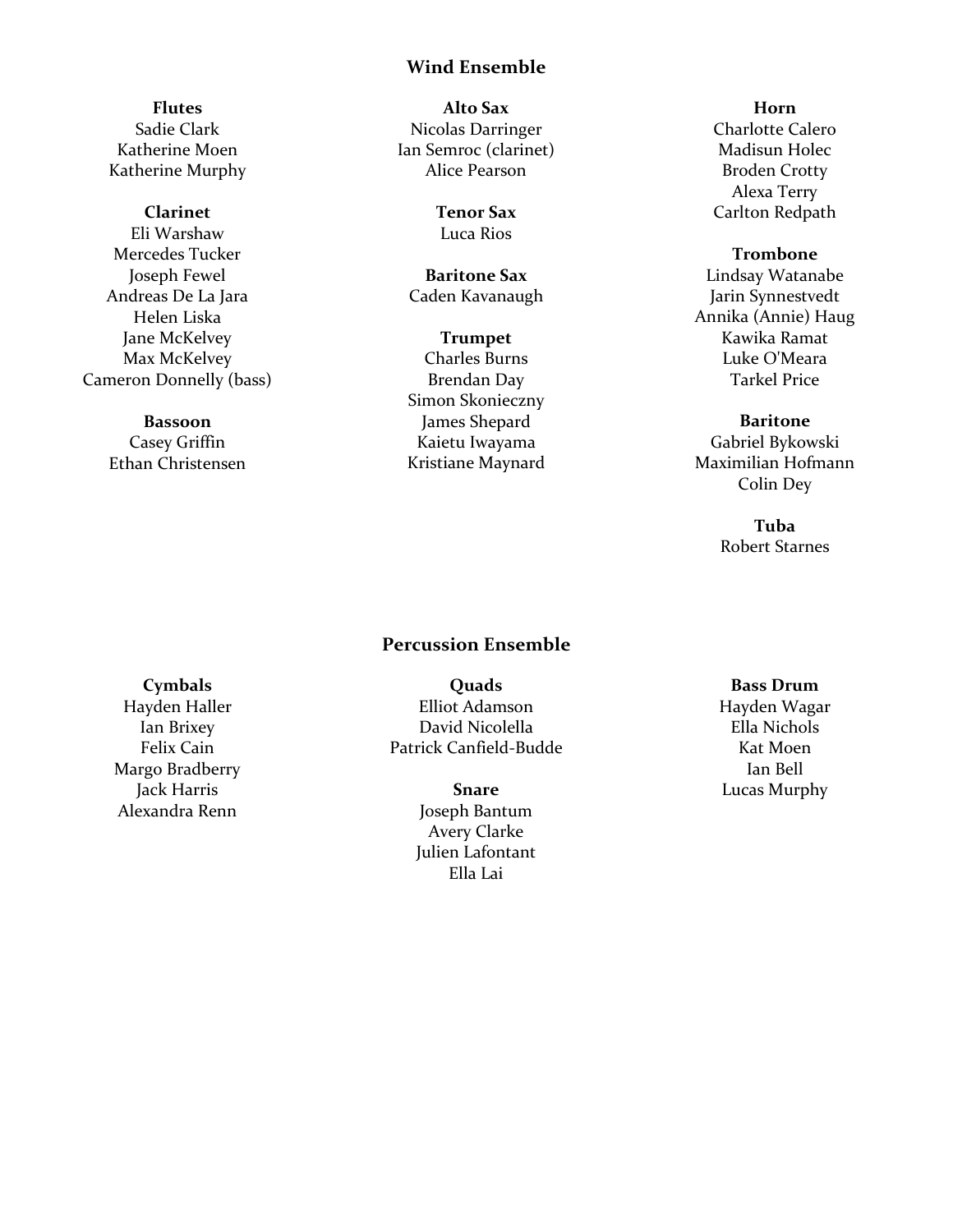## Wind Ensemble

**Flutes**
Sadie Clark
Katherine Moen
Katherine Murphy

**Clarinet**
Eli Warshaw
Mercedes Tucker
Joseph Fewel
Andreas De La Jara
Helen Liska
Jane McKelvey
Max McKelvey
Cameron Donnelly (bass)

**Bassoon**
Casey Griffin
Ethan Christensen

**Alto Sax**
Nicolas Darringer
Ian Semroc (clarinet)
Alice Pearson

**Tenor Sax**
Luca Rios

**Baritone Sax**
Caden Kavanaugh

**Trumpet**
Charles Burns
Brendan Day
Simon Skonieczny
James Shepard
Kaietu Iwayama
Kristiane Maynard

**Horn**
Charlotte Calero
Madisun Holec
Broden Crotty
Alexa Terry
Carlton Redpath

**Trombone**
Lindsay Watanabe
Jarin Synnestvedt
Annika (Annie) Haug
Kawika Ramat
Luke O'Meara
Tarkel Price

**Baritone**
Gabriel Bykowski
Maximilian Hofmann
Colin Dey

**Tuba**
Robert Starnes

## Percussion Ensemble

**Cymbals**
Hayden Haller
Ian Brixey
Felix Cain
Margo Bradberry
Jack Harris
Alexandra Renn

**Quads**
Elliot Adamson
David Nicolella
Patrick Canfield-Budde

**Snare**
Joseph Bantum
Avery Clarke
Julien Lafontant
Ella Lai

**Bass Drum**
Hayden Wagar
Ella Nichols
Kat Moen
Ian Bell
Lucas Murphy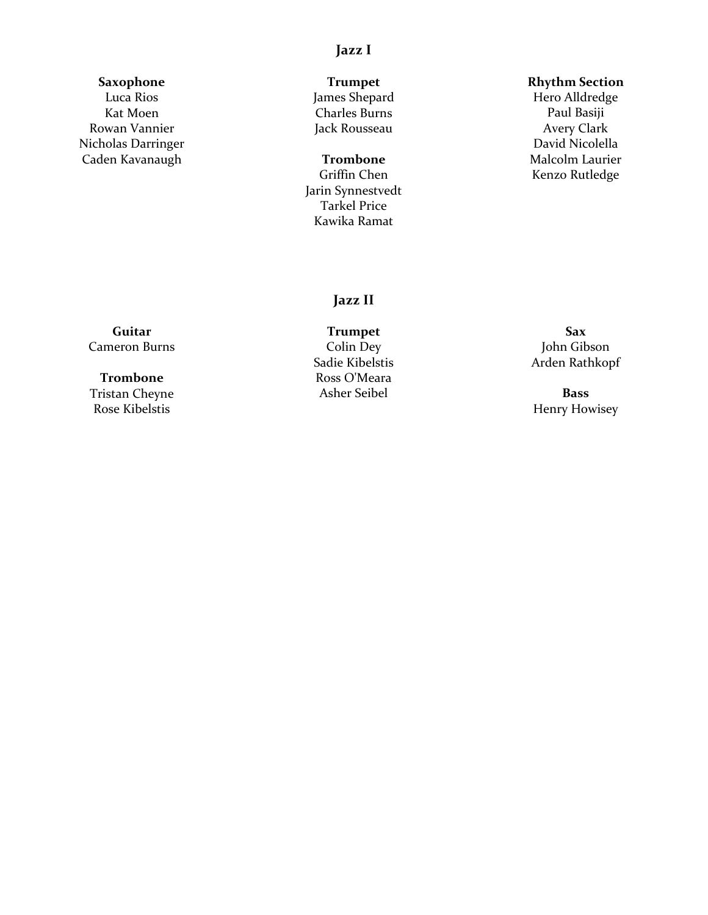## Jazz I

**Saxophone**
Luca Rios
Kat Moen
Rowan Vannier
Nicholas Darringer
Caden Kavanaugh

**Trumpet**
James Shepard
Charles Burns
Jack Rousseau

**Trombone**
Griffin Chen
Jarin Synnestvedt
Tarkel Price
Kawika Ramat

**Rhythm Section**
Hero Alldredge
Paul Basiji
Avery Clark
David Nicolella
Malcolm Laurier
Kenzo Rutledge

## Jazz II

**Guitar**
Cameron Burns

**Trombone**
Tristan Cheyne
Rose Kibelstis

**Trumpet**
Colin Dey
Sadie Kibelstis
Ross O'Meara
Asher Seibel

**Sax**
John Gibson
Arden Rathkopf

**Bass**
Henry Howisey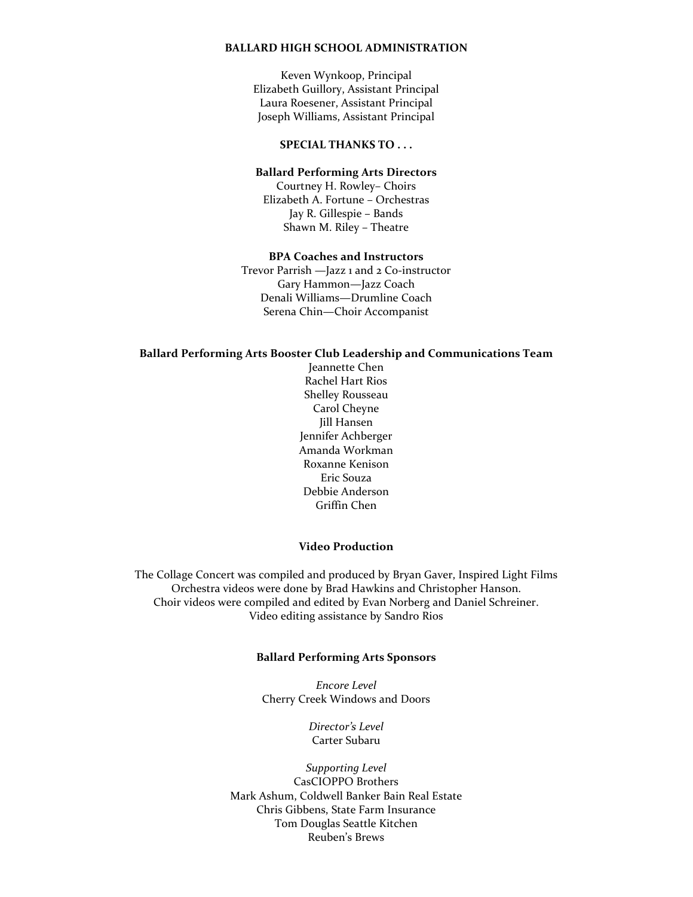## BALLARD HIGH SCHOOL ADMINISTRATION

Keven Wynkoop, Principal
Elizabeth Guillory, Assistant Principal
Laura Roesener, Assistant Principal
Joseph Williams, Assistant Principal

## SPECIAL THANKS TO . . .

### Ballard Performing Arts Directors

Courtney H. Rowley– Choirs
Elizabeth A. Fortune – Orchestras
Jay R. Gillespie – Bands
Shawn M. Riley – Theatre

### BPA Coaches and Instructors

Trevor Parrish —Jazz 1 and 2 Co-instructor
Gary Hammon—Jazz Coach
Denali Williams—Drumline Coach
Serena Chin—Choir Accompanist

### Ballard Performing Arts Booster Club Leadership and Communications Team

Jeannette Chen
Rachel Hart Rios
Shelley Rousseau
Carol Cheyne
Jill Hansen
Jennifer Achberger
Amanda Workman
Roxanne Kenison
Eric Souza
Debbie Anderson
Griffin Chen

### Video Production

The Collage Concert was compiled and produced by Bryan Gaver, Inspired Light Films
Orchestra videos were done by Brad Hawkins and Christopher Hanson.
Choir videos were compiled and edited by Evan Norberg and Daniel Schreiner.
Video editing assistance by Sandro Rios

### Ballard Performing Arts Sponsors

*Encore Level*
Cherry Creek Windows and Doors

*Director's Level*
Carter Subaru

*Supporting Level*
CasCIOPPO Brothers
Mark Ashum, Coldwell Banker Bain Real Estate
Chris Gibbens, State Farm Insurance
Tom Douglas Seattle Kitchen
Reuben's Brews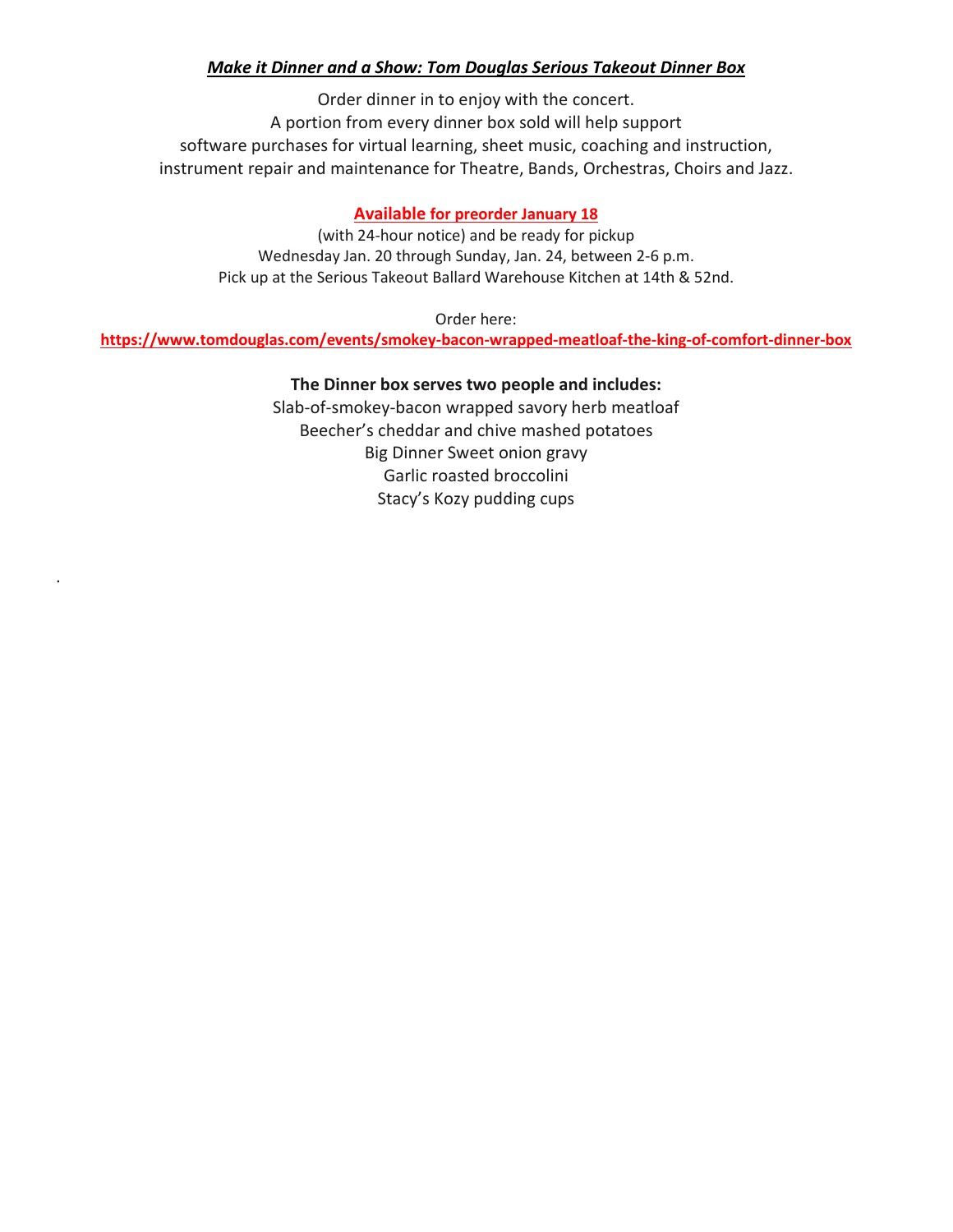***Make it Dinner and a Show: Tom Douglas Serious Takeout Dinner Box***

Order dinner in to enjoy with the concert.
A portion from every dinner box sold will help support
software purchases for virtual learning, sheet music, coaching and instruction,
instrument repair and maintenance for Theatre, Bands, Orchestras, Choirs and Jazz.

**Available for preorder January 18**

(with 24-hour notice) and be ready for pickup
Wednesday Jan. 20 through Sunday, Jan. 24, between 2-6 p.m.
Pick up at the Serious Takeout Ballard Warehouse Kitchen at 14th & 52nd.

Order here:
**https://www.tomdouglas.com/events/smokey-bacon-wrapped-meatloaf-the-king-of-comfort-dinner-box**

**The Dinner box serves two people and includes:**

Slab-of-smokey-bacon wrapped savory herb meatloaf
Beecher's cheddar and chive mashed potatoes
Big Dinner Sweet onion gravy
Garlic roasted broccolini
Stacy's Kozy pudding cups

.